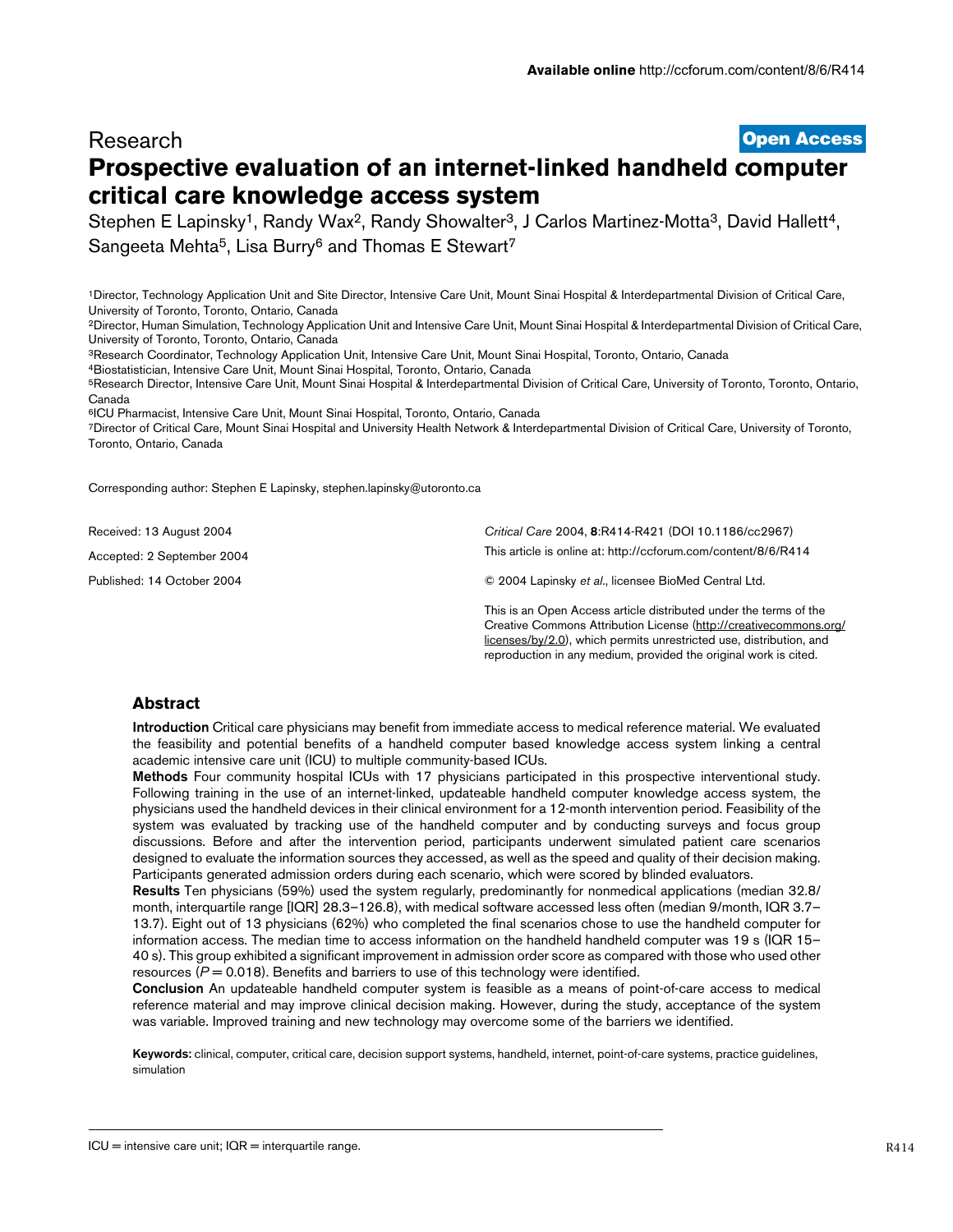Research

**Open Access**

# Prospective evaluation of an internet-linked handheld computer critical care knowledge access system

Stephen E Lapinsky[1], Randy Wax[2], Randy Showalter[3], J Carlos Martinez-Motta[3], David Hallett[4], Sangeeta Mehta[5], Lisa Burry[6] and Thomas E Stewart[7]

[1]Director, Technology Application Unit and Site Director, Intensive Care Unit, Mount Sinai Hospital & Interdepartmental Division of Critical Care, University of Toronto, Toronto, Ontario, Canada

[2]Director, Human Simulation, Technology Application Unit and Intensive Care Unit, Mount Sinai Hospital & Interdepartmental Division of Critical Care, University of Toronto, Toronto, Ontario, Canada

[3]Research Coordinator, Technology Application Unit, Intensive Care Unit, Mount Sinai Hospital, Toronto, Ontario, Canada

[4]Biostatistician, Intensive Care Unit, Mount Sinai Hospital, Toronto, Ontario, Canada

[5]Research Director, Intensive Care Unit, Mount Sinai Hospital & Interdepartmental Division of Critical Care, University of Toronto, Toronto, Ontario, Canada

[6]ICU Pharmacist, Intensive Care Unit, Mount Sinai Hospital, Toronto, Ontario, Canada

[7]Director of Critical Care, Mount Sinai Hospital and University Health Network & Interdepartmental Division of Critical Care, University of Toronto, Toronto, Ontario, Canada

Corresponding author: Stephen E Lapinsky, stephen.lapinsky@utoronto.ca

Received: 13 August 2004

Accepted: 2 September 2004

Published: 14 October 2004

*Critical Care* 2004, **8**:R414-R421 (DOI 10.1186/cc2967)

This article is online at: http://ccforum.com/content/8/6/R414

© 2004 Lapinsky *et al*., licensee BioMed Central Ltd.

This is an Open Access article distributed under the terms of the Creative Commons Attribution License (http://creativecommons.org/licenses/by/2.0), which permits unrestricted use, distribution, and reproduction in any medium, provided the original work is cited.

## Abstract

**Introduction** Critical care physicians may benefit from immediate access to medical reference material. We evaluated the feasibility and potential benefits of a handheld computer based knowledge access system linking a central academic intensive care unit (ICU) to multiple community-based ICUs.

**Methods** Four community hospital ICUs with 17 physicians participated in this prospective interventional study. Following training in the use of an internet-linked, updateable handheld computer knowledge access system, the physicians used the handheld devices in their clinical environment for a 12-month intervention period. Feasibility of the system was evaluated by tracking use of the handheld computer and by conducting surveys and focus group discussions. Before and after the intervention period, participants underwent simulated patient care scenarios designed to evaluate the information sources they accessed, as well as the speed and quality of their decision making. Participants generated admission orders during each scenario, which were scored by blinded evaluators.

**Results** Ten physicians (59%) used the system regularly, predominantly for nonmedical applications (median 32.8/month, interquartile range [IQR] 28.3–126.8), with medical software accessed less often (median 9/month, IQR 3.7–13.7). Eight out of 13 physicians (62%) who completed the final scenarios chose to use the handheld computer for information access. The median time to access information on the handheld handheld computer was 19 s (IQR 15–40 s). This group exhibited a significant improvement in admission order score as compared with those who used other resources ($P = 0.018$). Benefits and barriers to use of this technology were identified.

**Conclusion** An updateable handheld computer system is feasible as a means of point-of-care access to medical reference material and may improve clinical decision making. However, during the study, acceptance of the system was variable. Improved training and new technology may overcome some of the barriers we identified.

**Keywords:** clinical, computer, critical care, decision support systems, handheld, internet, point-of-care systems, practice guidelines, simulation

ICU = intensive care unit; IQR = interquartile range.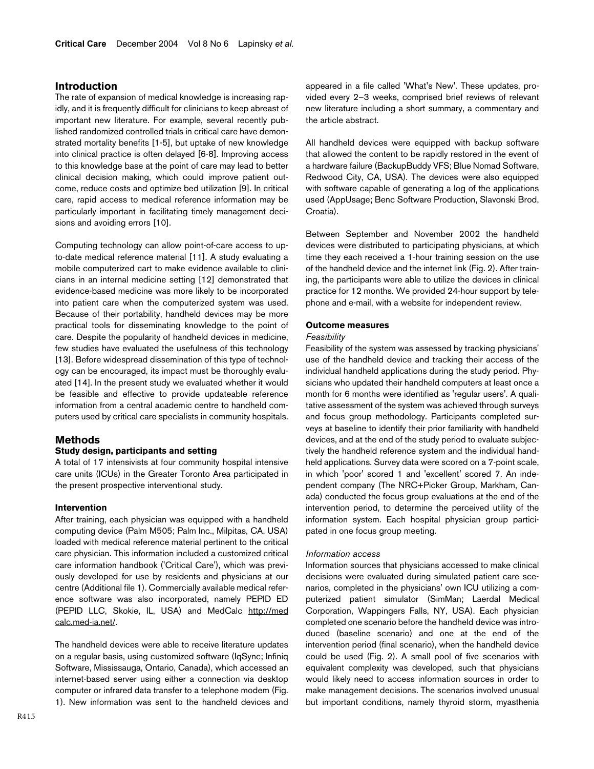## Introduction

The rate of expansion of medical knowledge is increasing rapidly, and it is frequently difficult for clinicians to keep abreast of important new literature. For example, several recently published randomized controlled trials in critical care have demonstrated mortality benefits [1-5], but uptake of new knowledge into clinical practice is often delayed [6-8]. Improving access to this knowledge base at the point of care may lead to better clinical decision making, which could improve patient outcome, reduce costs and optimize bed utilization [9]. In critical care, rapid access to medical reference information may be particularly important in facilitating timely management decisions and avoiding errors [10].

Computing technology can allow point-of-care access to up-to-date medical reference material [11]. A study evaluating a mobile computerized cart to make evidence available to clinicians in an internal medicine setting [12] demonstrated that evidence-based medicine was more likely to be incorporated into patient care when the computerized system was used. Because of their portability, handheld devices may be more practical tools for disseminating knowledge to the point of care. Despite the popularity of handheld devices in medicine, few studies have evaluated the usefulness of this technology [13]. Before widespread dissemination of this type of technology can be encouraged, its impact must be thoroughly evaluated [14]. In the present study we evaluated whether it would be feasible and effective to provide updateable reference information from a central academic centre to handheld computers used by critical care specialists in community hospitals.

## Methods

### Study design, participants and setting

A total of 17 intensivists at four community hospital intensive care units (ICUs) in the Greater Toronto Area participated in the present prospective interventional study.

### Intervention

After training, each physician was equipped with a handheld computing device (Palm M505; Palm Inc., Milpitas, CA, USA) loaded with medical reference material pertinent to the critical care physician. This information included a customized critical care information handbook ('Critical Care'), which was previously developed for use by residents and physicians at our centre (Additional file 1). Commercially available medical reference software was also incorporated, namely PEPID ED (PEPID LLC, Skokie, IL, USA) and MedCalc http://medcalc.med-ia.net/.

The handheld devices were able to receive literature updates on a regular basis, using customized software (IqSync; Infiniq Software, Mississauga, Ontario, Canada), which accessed an internet-based server using either a connection via desktop computer or infrared data transfer to a telephone modem (Fig. 1). New information was sent to the handheld devices and appeared in a file called 'What's New'. These updates, provided every 2–3 weeks, comprised brief reviews of relevant new literature including a short summary, a commentary and the article abstract.

All handheld devices were equipped with backup software that allowed the content to be rapidly restored in the event of a hardware failure (BackupBuddy VFS; Blue Nomad Software, Redwood City, CA, USA). The devices were also equipped with software capable of generating a log of the applications used (AppUsage; Benc Software Production, Slavonski Brod, Croatia).

Between September and November 2002 the handheld devices were distributed to participating physicians, at which time they each received a 1-hour training session on the use of the handheld device and the internet link (Fig. 2). After training, the participants were able to utilize the devices in clinical practice for 12 months. We provided 24-hour support by telephone and e-mail, with a website for independent review.

### Outcome measures

#### *Feasibility*

Feasibility of the system was assessed by tracking physicians' use of the handheld device and tracking their access of the individual handheld applications during the study period. Physicians who updated their handheld computers at least once a month for 6 months were identified as 'regular users'. A qualitative assessment of the system was achieved through surveys and focus group methodology. Participants completed surveys at baseline to identify their prior familiarity with handheld devices, and at the end of the study period to evaluate subjectively the handheld reference system and the individual handheld applications. Survey data were scored on a 7-point scale, in which 'poor' scored 1 and 'excellent' scored 7. An independent company (The NRC+Picker Group, Markham, Canada) conducted the focus group evaluations at the end of the intervention period, to determine the perceived utility of the information system. Each hospital physician group participated in one focus group meeting.

#### *Information access*

Information sources that physicians accessed to make clinical decisions were evaluated during simulated patient care scenarios, completed in the physicians' own ICU utilizing a computerized patient simulator (SimMan; Laerdal Medical Corporation, Wappingers Falls, NY, USA). Each physician completed one scenario before the handheld device was introduced (baseline scenario) and one at the end of the intervention period (final scenario), when the handheld device could be used (Fig. 2). A small pool of five scenarios with equivalent complexity was developed, such that physicians would likely need to access information sources in order to make management decisions. The scenarios involved unusual but important conditions, namely thyroid storm, myasthenia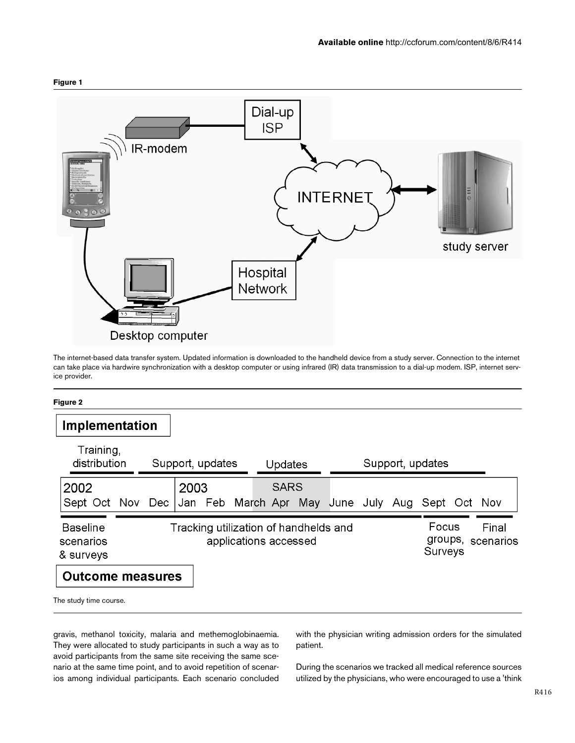**Figure 1**

The internet-based data transfer system. Updated information is downloaded to the handheld device from a study server. Connection to the internet can take place via hardwire synchronization with a desktop computer or using infrared (IR) data transmission to a dial-up modem. ISP, internet service provider.

**Figure 2**

The study time course.

gravis, methanol toxicity, malaria and methemoglobinaemia. They were allocated to study participants in such a way as to avoid participants from the same site receiving the same scenario at the same time point, and to avoid repetition of scenarios among individual participants. Each scenario concluded with the physician writing admission orders for the simulated patient.

During the scenarios we tracked all medical reference sources utilized by the physicians, who were encouraged to use a 'think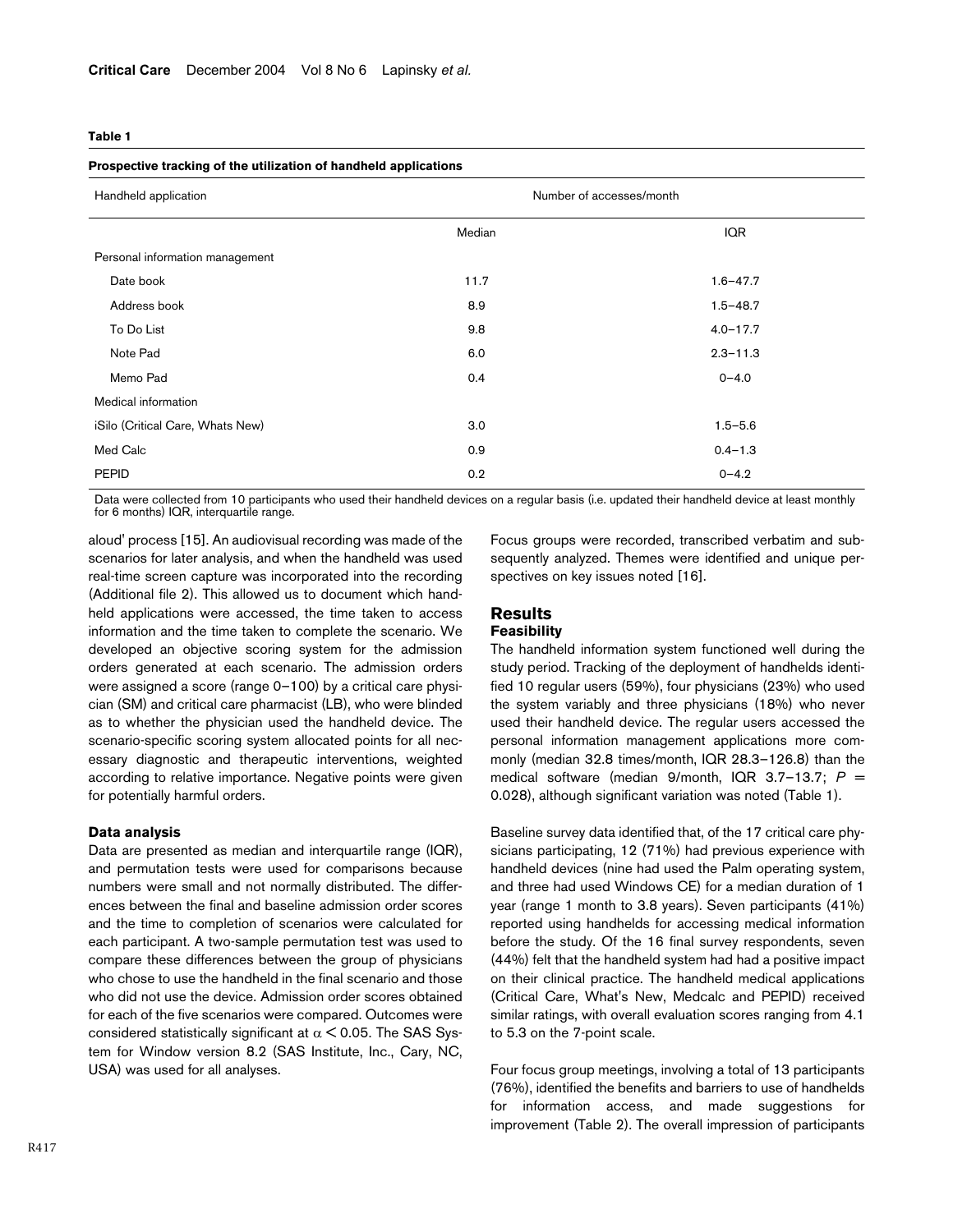**Table 1**

**Prospective tracking of the utilization of handheld applications**

| Handheld application | Number of accesses/month | |
|---|---|---|
| | Median | IQR |
| Personal information management | | |
| Date book | 11.7 | 1.6–47.7 |
| Address book | 8.9 | 1.5–48.7 |
| To Do List | 9.8 | 4.0–17.7 |
| Note Pad | 6.0 | 2.3–11.3 |
| Memo Pad | 0.4 | 0–4.0 |
| Medical information | | |
| iSilo (Critical Care, Whats New) | 3.0 | 1.5–5.6 |
| Med Calc | 0.9 | 0.4–1.3 |
| PEPID | 0.2 | 0–4.2 |

Data were collected from 10 participants who used their handheld devices on a regular basis (i.e. updated their handheld device at least monthly for 6 months) IQR, interquartile range.

aloud' process [15]. An audiovisual recording was made of the scenarios for later analysis, and when the handheld was used real-time screen capture was incorporated into the recording (Additional file 2). This allowed us to document which handheld applications were accessed, the time taken to access information and the time taken to complete the scenario. We developed an objective scoring system for the admission orders generated at each scenario. The admission orders were assigned a score (range 0–100) by a critical care physician (SM) and critical care pharmacist (LB), who were blinded as to whether the physician used the handheld device. The scenario-specific scoring system allocated points for all necessary diagnostic and therapeutic interventions, weighted according to relative importance. Negative points were given for potentially harmful orders.

### Data analysis

Data are presented as median and interquartile range (IQR), and permutation tests were used for comparisons because numbers were small and not normally distributed. The differences between the final and baseline admission order scores and the time to completion of scenarios were calculated for each participant. A two-sample permutation test was used to compare these differences between the group of physicians who chose to use the handheld in the final scenario and those who did not use the device. Admission order scores obtained for each of the five scenarios were compared. Outcomes were considered statistically significant at $\alpha < 0.05$. The SAS System for Window version 8.2 (SAS Institute, Inc., Cary, NC, USA) was used for all analyses.

Focus groups were recorded, transcribed verbatim and subsequently analyzed. Themes were identified and unique perspectives on key issues noted [16].

## Results

### Feasibility

The handheld information system functioned well during the study period. Tracking of the deployment of handhelds identified 10 regular users (59%), four physicians (23%) who used the system variably and three physicians (18%) who never used their handheld device. The regular users accessed the personal information management applications more commonly (median 32.8 times/month, IQR 28.3–126.8) than the medical software (median 9/month, IQR 3.7–13.7; $P$ = 0.028), although significant variation was noted (Table 1).

Baseline survey data identified that, of the 17 critical care physicians participating, 12 (71%) had previous experience with handheld devices (nine had used the Palm operating system, and three had used Windows CE) for a median duration of 1 year (range 1 month to 3.8 years). Seven participants (41%) reported using handhelds for accessing medical information before the study. Of the 16 final survey respondents, seven (44%) felt that the handheld system had had a positive impact on their clinical practice. The handheld medical applications (Critical Care, What's New, Medcalc and PEPID) received similar ratings, with overall evaluation scores ranging from 4.1 to 5.3 on the 7-point scale.

Four focus group meetings, involving a total of 13 participants (76%), identified the benefits and barriers to use of handhelds for information access, and made suggestions for improvement (Table 2). The overall impression of participants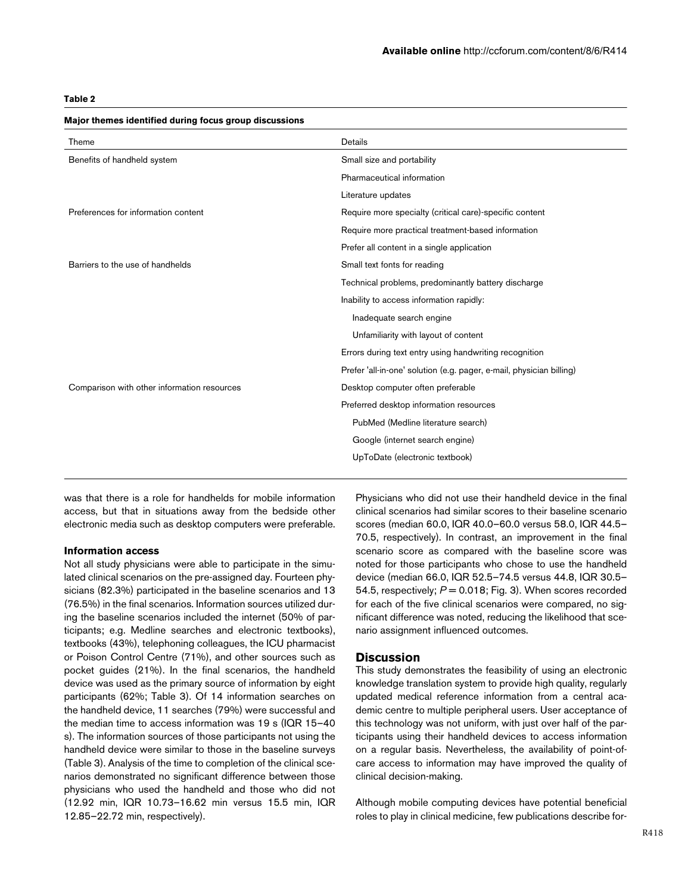**Table 2**

**Major themes identified during focus group discussions**

| Theme | Details |
| --- | --- |
| Benefits of handheld system | Small size and portability |
| | Pharmaceutical information |
| | Literature updates |
| Preferences for information content | Require more specialty (critical care)-specific content |
| | Require more practical treatment-based information |
| | Prefer all content in a single application |
| Barriers to the use of handhelds | Small text fonts for reading |
| | Technical problems, predominantly battery discharge |
| | Inability to access information rapidly: |
| | Inadequate search engine |
| | Unfamiliarity with layout of content |
| | Errors during text entry using handwriting recognition |
| | Prefer 'all-in-one' solution (e.g. pager, e-mail, physician billing) |
| Comparison with other information resources | Desktop computer often preferable |
| | Preferred desktop information resources |
| | PubMed (Medline literature search) |
| | Google (internet search engine) |
| | UpToDate (electronic textbook) |

was that there is a role for handhelds for mobile information access, but that in situations away from the bedside other electronic media such as desktop computers were preferable.

### Information access

Not all study physicians were able to participate in the simulated clinical scenarios on the pre-assigned day. Fourteen physicians (82.3%) participated in the baseline scenarios and 13 (76.5%) in the final scenarios. Information sources utilized during the baseline scenarios included the internet (50% of participants; e.g. Medline searches and electronic textbooks), textbooks (43%), telephoning colleagues, the ICU pharmacist or Poison Control Centre (71%), and other sources such as pocket guides (21%). In the final scenarios, the handheld device was used as the primary source of information by eight participants (62%; Table 3). Of 14 information searches on the handheld device, 11 searches (79%) were successful and the median time to access information was 19 s (IQR 15–40 s). The information sources of those participants not using the handheld device were similar to those in the baseline surveys (Table 3). Analysis of the time to completion of the clinical scenarios demonstrated no significant difference between those physicians who used the handheld and those who did not (12.92 min, IQR 10.73–16.62 min versus 15.5 min, IQR 12.85–22.72 min, respectively).

Physicians who did not use their handheld device in the final clinical scenarios had similar scores to their baseline scenario scores (median 60.0, IQR 40.0–60.0 versus 58.0, IQR 44.5–70.5, respectively). In contrast, an improvement in the final scenario score as compared with the baseline score was noted for those participants who chose to use the handheld device (median 66.0, IQR 52.5–74.5 versus 44.8, IQR 30.5–54.5, respectively; $P = 0.018$; Fig. 3). When scores recorded for each of the five clinical scenarios were compared, no significant difference was noted, reducing the likelihood that scenario assignment influenced outcomes.

## Discussion

This study demonstrates the feasibility of using an electronic knowledge translation system to provide high quality, regularly updated medical reference information from a central academic centre to multiple peripheral users. User acceptance of this technology was not uniform, with just over half of the participants using their handheld devices to access information on a regular basis. Nevertheless, the availability of point-of-care access to information may have improved the quality of clinical decision-making.

Although mobile computing devices have potential beneficial roles to play in clinical medicine, few publications describe for-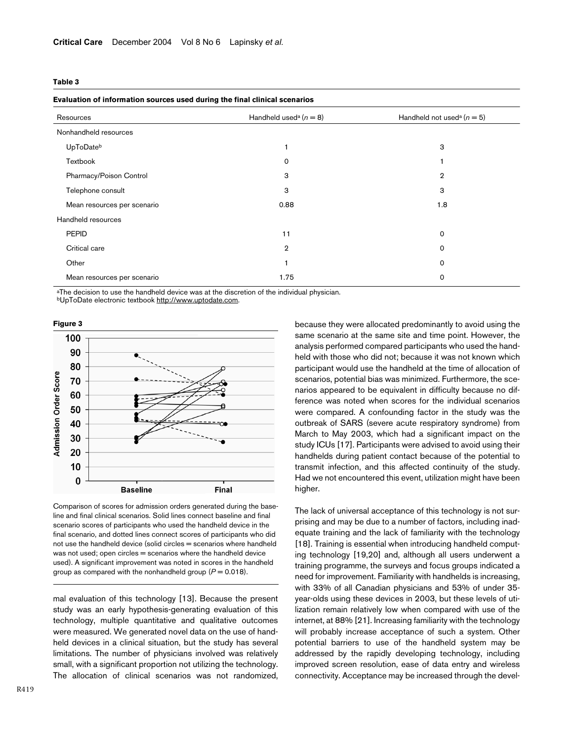**Table 3**

**Evaluation of information sources used during the final clinical scenarios**

| Resources | Handheld used[a] ($n = 8$) | Handheld not used[a] ($n = 5$) |
|---|---|---|
| Nonhandheld resources | | |
| UpToDate[b] | 1 | 3 |
| Textbook | 0 | 1 |
| Pharmacy/Poison Control | 3 | 2 |
| Telephone consult | 3 | 3 |
| Mean resources per scenario | 0.88 | 1.8 |
| Handheld resources | | |
| PEPID | 11 | 0 |
| Critical care | 2 | 0 |
| Other | 1 | 0 |
| Mean resources per scenario | 1.75 | 0 |

[a]The decision to use the handheld device was at the discretion of the individual physician.
[b]UpToDate electronic textbook http://www.uptodate.com.

**Figure 3**

Comparison of scores for admission orders generated during the baseline and final clinical scenarios. Solid lines connect baseline and final scenario scores of participants who used the handheld device in the final scenario, and dotted lines connect scores of participants who did not use the handheld device (solid circles = scenarios where handheld was not used; open circles = scenarios where the handheld device used). A significant improvement was noted in scores in the handheld group as compared with the nonhandheld group ($P = 0.018$).

mal evaluation of this technology [13]. Because the present study was an early hypothesis-generating evaluation of this technology, multiple quantitative and qualitative outcomes were measured. We generated novel data on the use of handheld devices in a clinical situation, but the study has several limitations. The number of physicians involved was relatively small, with a significant proportion not utilizing the technology. The allocation of clinical scenarios was not randomized, because they were allocated predominantly to avoid using the same scenario at the same site and time point. However, the analysis performed compared participants who used the handheld with those who did not; because it was not known which participant would use the handheld at the time of allocation of scenarios, potential bias was minimized. Furthermore, the scenarios appeared to be equivalent in difficulty because no difference was noted when scores for the individual scenarios were compared. A confounding factor in the study was the outbreak of SARS (severe acute respiratory syndrome) from March to May 2003, which had a significant impact on the study ICUs [17]. Participants were advised to avoid using their handhelds during patient contact because of the potential to transmit infection, and this affected continuity of the study. Had we not encountered this event, utilization might have been higher.

The lack of universal acceptance of this technology is not surprising and may be due to a number of factors, including inadequate training and the lack of familiarity with the technology [18]. Training is essential when introducing handheld computing technology [19,20] and, although all users underwent a training programme, the surveys and focus groups indicated a need for improvement. Familiarity with handhelds is increasing, with 33% of all Canadian physicians and 53% of under 35-year-olds using these devices in 2003, but these levels of utilization remain relatively low when compared with use of the internet, at 88% [21]. Increasing familiarity with the technology will probably increase acceptance of such a system. Other potential barriers to use of the handheld system may be addressed by the rapidly developing technology, including improved screen resolution, ease of data entry and wireless connectivity. Acceptance may be increased through the devel-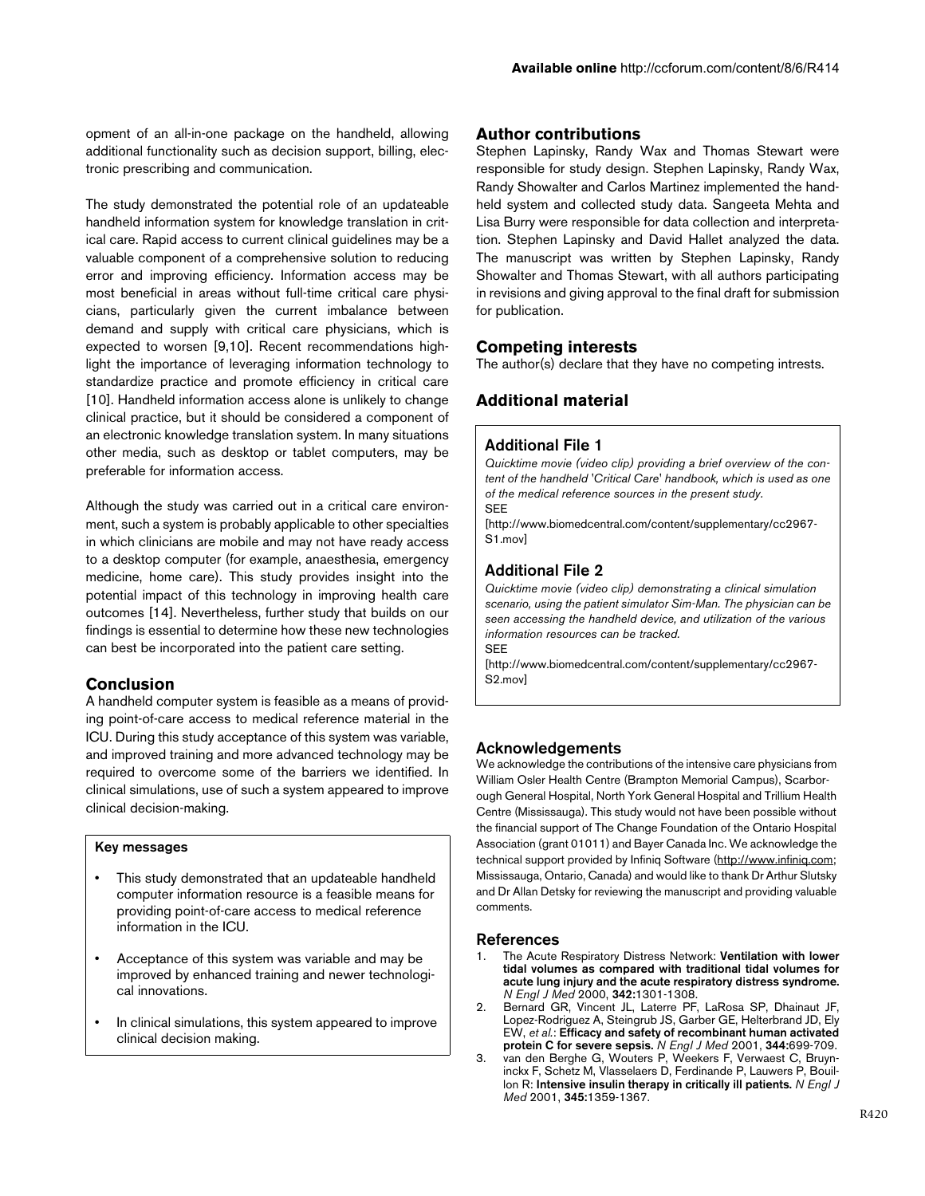opment of an all-in-one package on the handheld, allowing additional functionality such as decision support, billing, electronic prescribing and communication.

The study demonstrated the potential role of an updateable handheld information system for knowledge translation in critical care. Rapid access to current clinical guidelines may be a valuable component of a comprehensive solution to reducing error and improving efficiency. Information access may be most beneficial in areas without full-time critical care physicians, particularly given the current imbalance between demand and supply with critical care physicians, which is expected to worsen [9,10]. Recent recommendations highlight the importance of leveraging information technology to standardize practice and promote efficiency in critical care [10]. Handheld information access alone is unlikely to change clinical practice, but it should be considered a component of an electronic knowledge translation system. In many situations other media, such as desktop or tablet computers, may be preferable for information access.

Although the study was carried out in a critical care environment, such a system is probably applicable to other specialties in which clinicians are mobile and may not have ready access to a desktop computer (for example, anaesthesia, emergency medicine, home care). This study provides insight into the potential impact of this technology in improving health care outcomes [14]. Nevertheless, further study that builds on our findings is essential to determine how these new technologies can best be incorporated into the patient care setting.

## Conclusion

A handheld computer system is feasible as a means of providing point-of-care access to medical reference material in the ICU. During this study acceptance of this system was variable, and improved training and more advanced technology may be required to overcome some of the barriers we identified. In clinical simulations, use of such a system appeared to improve clinical decision-making.

### Key messages

- This study demonstrated that an updateable handheld computer information resource is a feasible means for providing point-of-care access to medical reference information in the ICU.
- Acceptance of this system was variable and may be improved by enhanced training and newer technological innovations.
- In clinical simulations, this system appeared to improve clinical decision making.

## Author contributions

Stephen Lapinsky, Randy Wax and Thomas Stewart were responsible for study design. Stephen Lapinsky, Randy Wax, Randy Showalter and Carlos Martinez implemented the handheld system and collected study data. Sangeeta Mehta and Lisa Burry were responsible for data collection and interpretation. Stephen Lapinsky and David Hallet analyzed the data. The manuscript was written by Stephen Lapinsky, Randy Showalter and Thomas Stewart, with all authors participating in revisions and giving approval to the final draft for submission for publication.

## Competing interests

The author(s) declare that they have no competing intrests.

## Additional material

### Additional File 1

*Quicktime movie (video clip) providing a brief overview of the content of the handheld 'Critical Care' handbook, which is used as one of the medical reference sources in the present study.*
SEE
[http://www.biomedcentral.com/content/supplementary/cc2967-S1.mov]

### Additional File 2

*Quicktime movie (video clip) demonstrating a clinical simulation scenario, using the patient simulator Sim-Man. The physician can be seen accessing the handheld device, and utilization of the various information resources can be tracked.*
SEE
[http://www.biomedcentral.com/content/supplementary/cc2967-S2.mov]

## Acknowledgements

We acknowledge the contributions of the intensive care physicians from William Osler Health Centre (Brampton Memorial Campus), Scarborough General Hospital, North York General Hospital and Trillium Health Centre (Mississauga). This study would not have been possible without the financial support of The Change Foundation of the Ontario Hospital Association (grant 01011) and Bayer Canada Inc. We acknowledge the technical support provided by Infiniq Software (http://www.infiniq.com; Mississauga, Ontario, Canada) and would like to thank Dr Arthur Slutsky and Dr Allan Detsky for reviewing the manuscript and providing valuable comments.

## References

1. The Acute Respiratory Distress Network: **Ventilation with lower tidal volumes as compared with traditional tidal volumes for acute lung injury and the acute respiratory distress syndrome.** *N Engl J Med* 2000, **342:**1301-1308.
2. Bernard GR, Vincent JL, Laterre PF, LaRosa SP, Dhainaut JF, Lopez-Rodriguez A, Steingrub JS, Garber GE, Helterbrand JD, Ely EW, *et al.*: **Efficacy and safety of recombinant human activated protein C for severe sepsis.** *N Engl J Med* 2001, **344:**699-709.
3. van den Berghe G, Wouters P, Weekers F, Verwaest C, Bruyninckx F, Schetz M, Vlasselaers D, Ferdinande P, Lauwers P, Bouillon R: **Intensive insulin therapy in critically ill patients.** *N Engl J Med* 2001, **345:**1359-1367.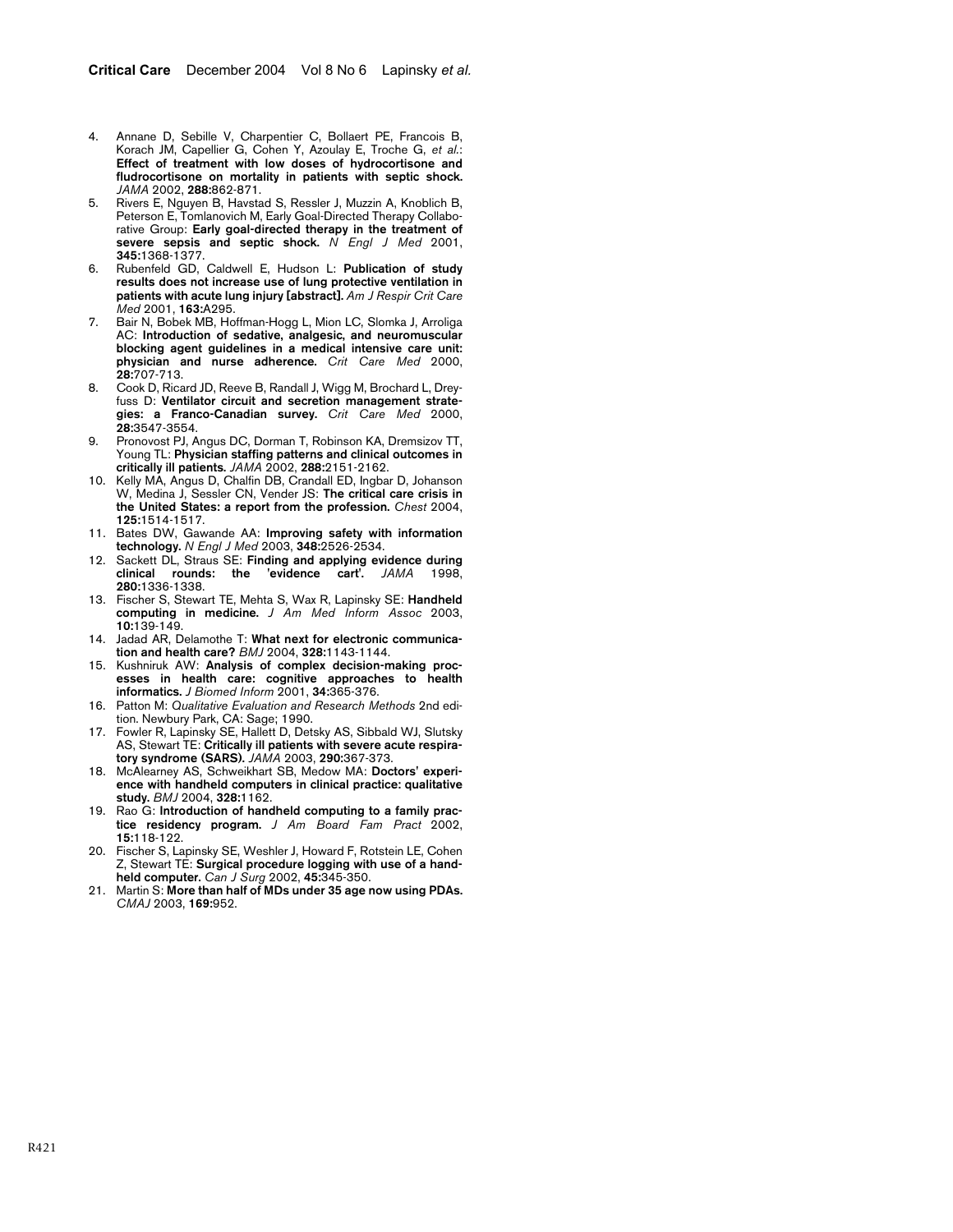4. Annane D, Sebille V, Charpentier C, Bollaert PE, Francois B, Korach JM, Capellier G, Cohen Y, Azoulay E, Troche G, *et al.*: **Effect of treatment with low doses of hydrocortisone and fludrocortisone on mortality in patients with septic shock.** *JAMA* 2002, **288:**862-871.
5. Rivers E, Nguyen B, Havstad S, Ressler J, Muzzin A, Knoblich B, Peterson E, Tomlanovich M, Early Goal-Directed Therapy Collaborative Group: **Early goal-directed therapy in the treatment of severe sepsis and septic shock.** *N Engl J Med* 2001, **345:**1368-1377.
6. Rubenfeld GD, Caldwell E, Hudson L: **Publication of study results does not increase use of lung protective ventilation in patients with acute lung injury [abstract].** *Am J Respir Crit Care Med* 2001, **163:**A295.
7. Bair N, Bobek MB, Hoffman-Hogg L, Mion LC, Slomka J, Arroliga AC: **Introduction of sedative, analgesic, and neuromuscular blocking agent guidelines in a medical intensive care unit: physician and nurse adherence.** *Crit Care Med* 2000, **28:**707-713.
8. Cook D, Ricard JD, Reeve B, Randall J, Wigg M, Brochard L, Dreyfuss D: **Ventilator circuit and secretion management strategies: a Franco-Canadian survey.** *Crit Care Med* 2000, **28:**3547-3554.
9. Pronovost PJ, Angus DC, Dorman T, Robinson KA, Dremsizov TT, Young TL: **Physician staffing patterns and clinical outcomes in critically ill patients.** *JAMA* 2002, **288:**2151-2162.
10. Kelly MA, Angus D, Chalfin DB, Crandall ED, Ingbar D, Johanson W, Medina J, Sessler CN, Vender JS: **The critical care crisis in the United States: a report from the profession.** *Chest* 2004, **125:**1514-1517.
11. Bates DW, Gawande AA: **Improving safety with information technology.** *N Engl J Med* 2003, **348:**2526-2534.
12. Sackett DL, Straus SE: **Finding and applying evidence during clinical rounds: the 'evidence cart'.** *JAMA* 1998, **280:**1336-1338.
13. Fischer S, Stewart TE, Mehta S, Wax R, Lapinsky SE: **Handheld computing in medicine.** *J Am Med Inform Assoc* 2003, **10:**139-149.
14. Jadad AR, Delamothe T: **What next for electronic communication and health care?** *BMJ* 2004, **328:**1143-1144.
15. Kushniruk AW: **Analysis of complex decision-making processes in health care: cognitive approaches to health informatics.** *J Biomed Inform* 2001, **34:**365-376.
16. Patton M: *Qualitative Evaluation and Research Methods* 2nd edition. Newbury Park, CA: Sage; 1990.
17. Fowler R, Lapinsky SE, Hallett D, Detsky AS, Sibbald WJ, Slutsky AS, Stewart TE: **Critically ill patients with severe acute respiratory syndrome (SARS).** *JAMA* 2003, **290:**367-373.
18. McAlearney AS, Schweikhart SB, Medow MA: **Doctors' experience with handheld computers in clinical practice: qualitative study.** *BMJ* 2004, **328:**1162.
19. Rao G: **Introduction of handheld computing to a family practice residency program.** *J Am Board Fam Pract* 2002, **15:**118-122.
20. Fischer S, Lapinsky SE, Weshler J, Howard F, Rotstein LE, Cohen Z, Stewart TE: **Surgical procedure logging with use of a handheld computer.** *Can J Surg* 2002, **45:**345-350.
21. Martin S: **More than half of MDs under 35 age now using PDAs.** *CMAJ* 2003, **169:**952.